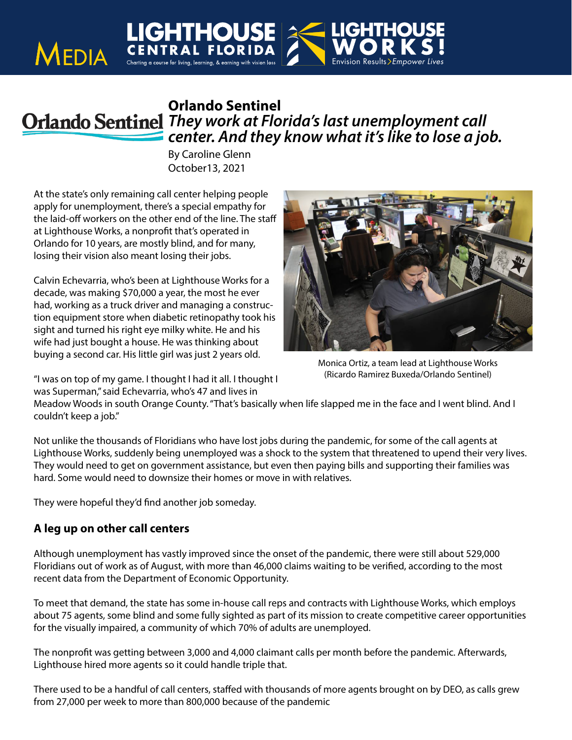# Orlando Sentinel

## *They work at Florida's last unemployment call center. And they know what it's like to lose a job.*

By Caroline Glenn
October13, 2021

At the state's only remaining call center helping people apply for unemployment, there's a special empathy for the laid-off workers on the other end of the line. The staff at Lighthouse Works, a nonprofit that's operated in Orlando for 10 years, are mostly blind, and for many, losing their vision also meant losing their jobs.

Calvin Echevarria, who's been at Lighthouse Works for a decade, was making $70,000 a year, the most he ever had, working as a truck driver and managing a construction equipment store when diabetic retinopathy took his sight and turned his right eye milky white. He and his wife had just bought a house. He was thinking about buying a second car. His little girl was just 2 years old.

Monica Ortiz, a team lead at Lighthouse Works (Ricardo Ramirez Buxeda/Orlando Sentinel)

"I was on top of my game. I thought I had it all. I thought I was Superman," said Echevarria, who's 47 and lives in Meadow Woods in south Orange County. "That's basically when life slapped me in the face and I went blind. And I couldn't keep a job."

Not unlike the thousands of Floridians who have lost jobs during the pandemic, for some of the call agents at Lighthouse Works, suddenly being unemployed was a shock to the system that threatened to upend their very lives. They would need to get on government assistance, but even then paying bills and supporting their families was hard. Some would need to downsize their homes or move in with relatives.

They were hopeful they'd find another job someday.

### A leg up on other call centers

Although unemployment has vastly improved since the onset of the pandemic, there were still about 529,000 Floridians out of work as of August, with more than 46,000 claims waiting to be verified, according to the most recent data from the Department of Economic Opportunity.

To meet that demand, the state has some in-house call reps and contracts with Lighthouse Works, which employs about 75 agents, some blind and some fully sighted as part of its mission to create competitive career opportunities for the visually impaired, a community of which 70% of adults are unemployed.

The nonprofit was getting between 3,000 and 4,000 claimant calls per month before the pandemic. Afterwards, Lighthouse hired more agents so it could handle triple that.

There used to be a handful of call centers, staffed with thousands of more agents brought on by DEO, as calls grew from 27,000 per week to more than 800,000 because of the pandemic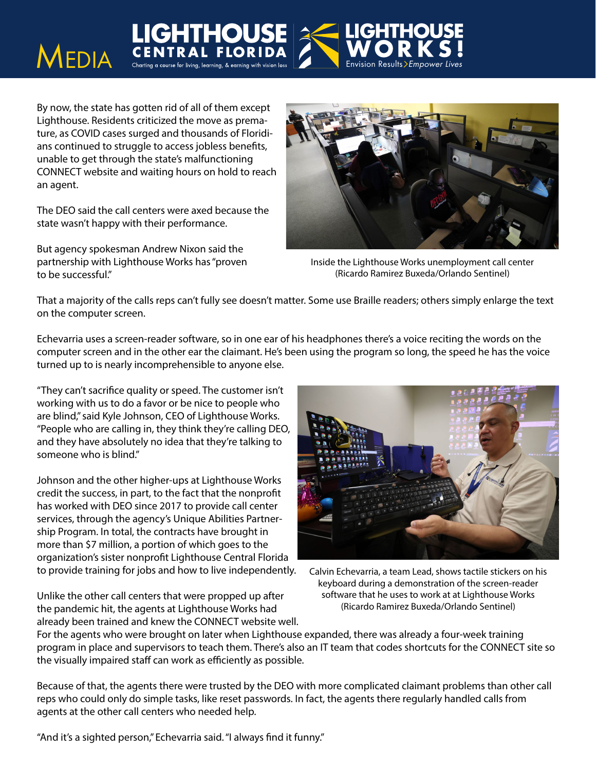By now, the state has gotten rid of all of them except Lighthouse. Residents criticized the move as premature, as COVID cases surged and thousands of Floridians continued to struggle to access jobless benefits, unable to get through the state's malfunctioning CONNECT website and waiting hours on hold to reach an agent.

The DEO said the call centers were axed because the state wasn't happy with their performance.

But agency spokesman Andrew Nixon said the partnership with Lighthouse Works has "proven to be successful."

Inside the Lighthouse Works unemployment call center (Ricardo Ramirez Buxeda/Orlando Sentinel)

That a majority of the calls reps can't fully see doesn't matter. Some use Braille readers; others simply enlarge the text on the computer screen.

Echevarria uses a screen-reader software, so in one ear of his headphones there's a voice reciting the words on the computer screen and in the other ear the claimant. He's been using the program so long, the speed he has the voice turned up to is nearly incomprehensible to anyone else.

"They can't sacrifice quality or speed. The customer isn't working with us to do a favor or be nice to people who are blind," said Kyle Johnson, CEO of Lighthouse Works. "People who are calling in, they think they're calling DEO, and they have absolutely no idea that they're talking to someone who is blind."

Johnson and the other higher-ups at Lighthouse Works credit the success, in part, to the fact that the nonprofit has worked with DEO since 2017 to provide call center services, through the agency's Unique Abilities Partnership Program. In total, the contracts have brought in more than $7 million, a portion of which goes to the organization's sister nonprofit Lighthouse Central Florida to provide training for jobs and how to live independently.

Calvin Echevarria, a team Lead, shows tactile stickers on his keyboard during a demonstration of the screen-reader software that he uses to work at at Lighthouse Works (Ricardo Ramirez Buxeda/Orlando Sentinel)

Unlike the other call centers that were propped up after the pandemic hit, the agents at Lighthouse Works had already been trained and knew the CONNECT website well. For the agents who were brought on later when Lighthouse expanded, there was already a four-week training program in place and supervisors to teach them. There's also an IT team that codes shortcuts for the CONNECT site so the visually impaired staff can work as efficiently as possible.

Because of that, the agents there were trusted by the DEO with more complicated claimant problems than other call reps who could only do simple tasks, like reset passwords. In fact, the agents there regularly handled calls from agents at the other call centers who needed help.

"And it's a sighted person," Echevarria said. "I always find it funny."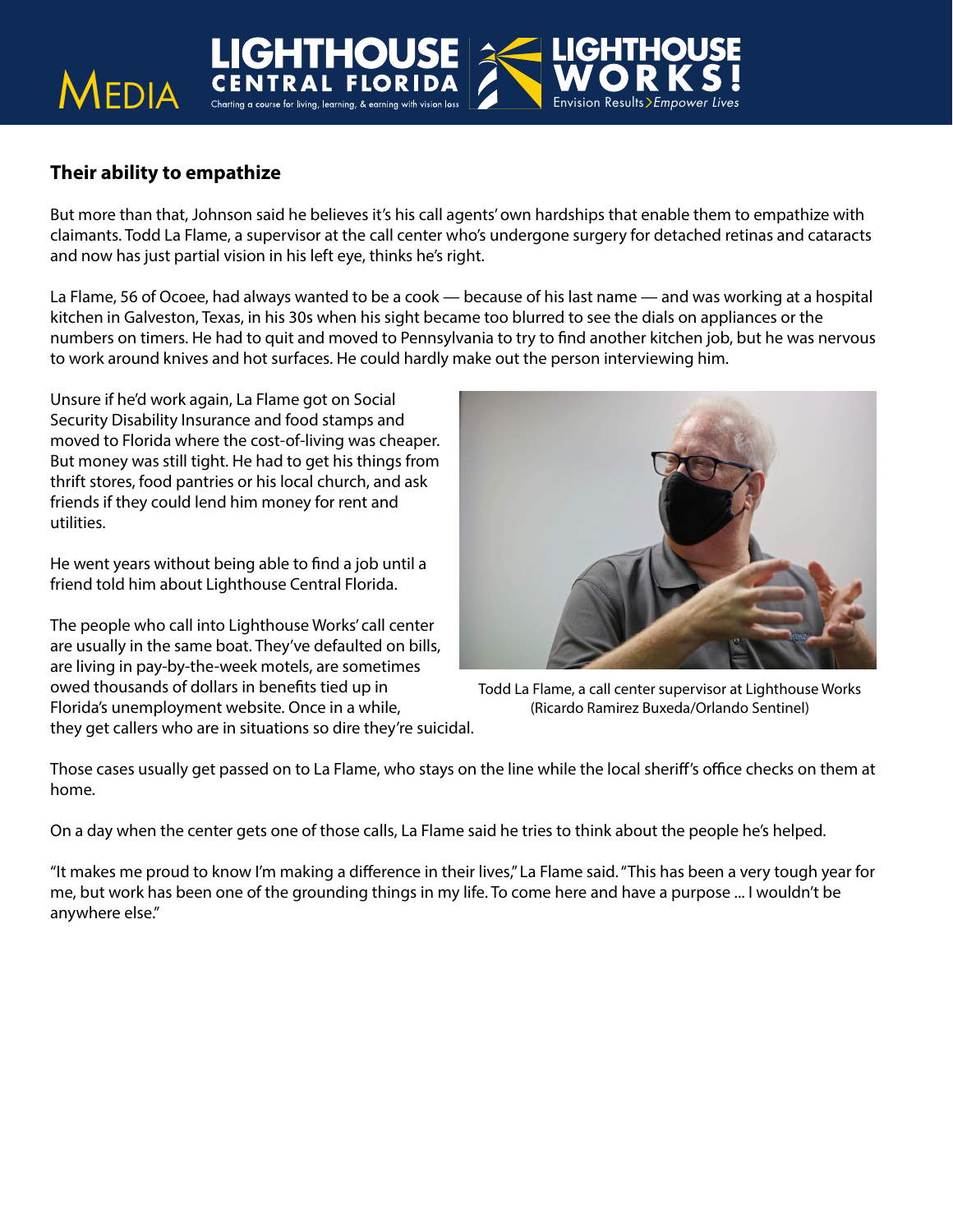## Their ability to empathize

But more than that, Johnson said he believes it's his call agents' own hardships that enable them to empathize with claimants. Todd La Flame, a supervisor at the call center who's undergone surgery for detached retinas and cataracts and now has just partial vision in his left eye, thinks he's right.

La Flame, 56 of Ocoee, had always wanted to be a cook — because of his last name — and was working at a hospital kitchen in Galveston, Texas, in his 30s when his sight became too blurred to see the dials on appliances or the numbers on timers. He had to quit and moved to Pennsylvania to try to find another kitchen job, but he was nervous to work around knives and hot surfaces. He could hardly make out the person interviewing him.

Unsure if he'd work again, La Flame got on Social Security Disability Insurance and food stamps and moved to Florida where the cost-of-living was cheaper. But money was still tight. He had to get his things from thrift stores, food pantries or his local church, and ask friends if they could lend him money for rent and utilities.

He went years without being able to find a job until a friend told him about Lighthouse Central Florida.

The people who call into Lighthouse Works' call center are usually in the same boat. They've defaulted on bills, are living in pay-by-the-week motels, are sometimes owed thousands of dollars in benefits tied up in Florida's unemployment website. Once in a while, they get callers who are in situations so dire they're suicidal.

Todd La Flame, a call center supervisor at Lighthouse Works (Ricardo Ramirez Buxeda/Orlando Sentinel)

Those cases usually get passed on to La Flame, who stays on the line while the local sheriff's office checks on them at home.

On a day when the center gets one of those calls, La Flame said he tries to think about the people he's helped.

"It makes me proud to know I'm making a difference in their lives," La Flame said. "This has been a very tough year for me, but work has been one of the grounding things in my life. To come here and have a purpose ... I wouldn't be anywhere else."